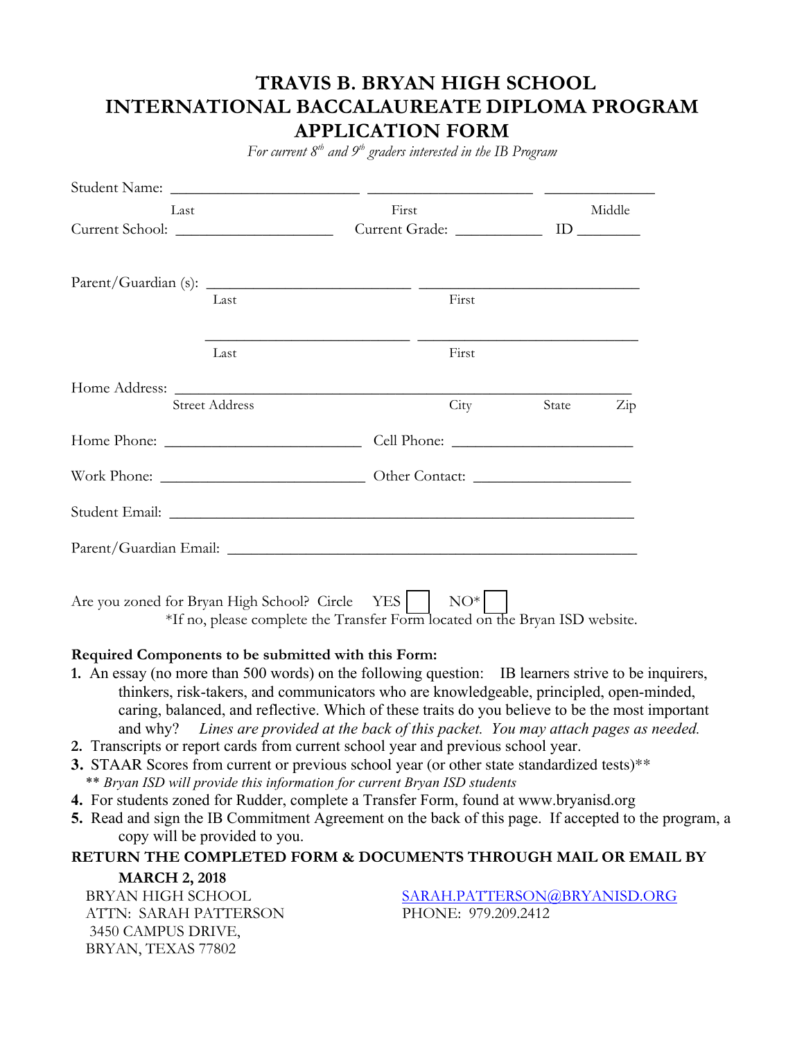# TRAVIS B. BRYAN HIGH SCHOOL
# INTERNATIONAL BACCALAUREATE DIPLOMA PROGRAM
# APPLICATION FORM

*For current 8th and 9th graders interested in the IB Program*

Student Name: ________________________ ______________________ ______________
                    Last                                   First                              Middle

Current School: ____________________ Current Grade: ___________ ID ________

Parent/Guardian (s): ________________________ ____________________________
                    Last                                   First

________________________ ____________________________
                    Last                                   First

Home Address: ___________________________________________________________
                    Street Address                      City            State          Zip

Home Phone: _________________________ Cell Phone: _______________________

Work Phone: _________________________ Other Contact: ____________________

Student Email: ___________________________________________________________

Parent/Guardian Email: ____________________________________________________

Are you zoned for Bryan High School? Circle YES ☐ NO* ☐

*If no, please complete the Transfer Form located on the Bryan ISD website.

**Required Components to be submitted with this Form:**

1. An essay (no more than 500 words) on the following question: IB learners strive to be inquirers, thinkers, risk-takers, and communicators who are knowledgeable, principled, open-minded, caring, balanced, and reflective. Which of these traits do you believe to be the most important and why? *Lines are provided at the back of this packet. You may attach pages as needed.*
2. Transcripts or report cards from current school year and previous school year.
3. STAAR Scores from current or previous school year (or other state standardized tests)**
   ** *Bryan ISD will provide this information for current Bryan ISD students*
4. For students zoned for Rudder, complete a Transfer Form, found at www.bryanisd.org
5. Read and sign the IB Commitment Agreement on the back of this page. If accepted to the program, a copy will be provided to you.

**RETURN THE COMPLETED FORM & DOCUMENTS THROUGH MAIL OR EMAIL BY MARCH 2, 2018**

BRYAN HIGH SCHOOL
ATTN: SARAH PATTERSON
3450 CAMPUS DRIVE,
BRYAN, TEXAS 77802

SARAH.PATTERSON@BRYANISD.ORG
PHONE: 979.209.2412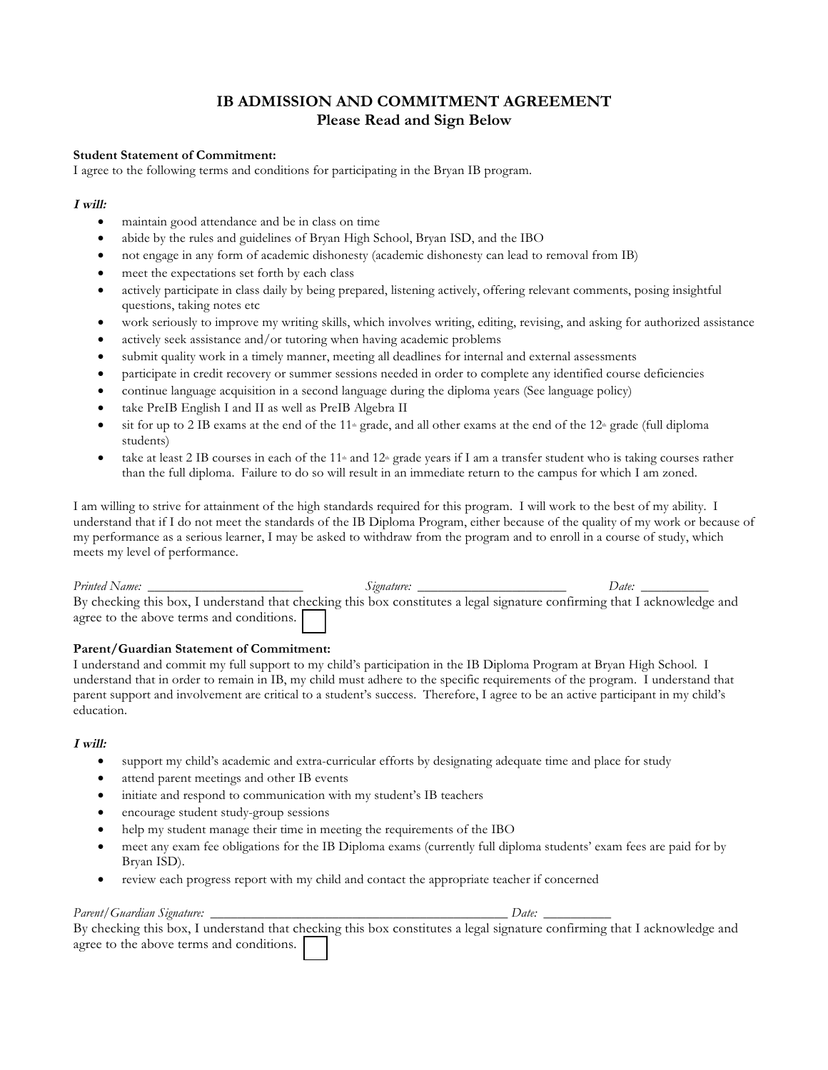# IB ADMISSION AND COMMITMENT AGREEMENT
## Please Read and Sign Below

**Student Statement of Commitment:**
I agree to the following terms and conditions for participating in the Bryan IB program.

***I will:***

- maintain good attendance and be in class on time
- abide by the rules and guidelines of Bryan High School, Bryan ISD, and the IBO
- not engage in any form of academic dishonesty (academic dishonesty can lead to removal from IB)
- meet the expectations set forth by each class
- actively participate in class daily by being prepared, listening actively, offering relevant comments, posing insightful questions, taking notes etc
- work seriously to improve my writing skills, which involves writing, editing, revising, and asking for authorized assistance
- actively seek assistance and/or tutoring when having academic problems
- submit quality work in a timely manner, meeting all deadlines for internal and external assessments
- participate in credit recovery or summer sessions needed in order to complete any identified course deficiencies
- continue language acquisition in a second language during the diploma years (See language policy)
- take PreIB English I and II as well as PreIB Algebra II
- sit for up to 2 IB exams at the end of the 11th grade, and all other exams at the end of the 12th grade (full diploma students)
- take at least 2 IB courses in each of the 11th and 12th grade years if I am a transfer student who is taking courses rather than the full diploma. Failure to do so will result in an immediate return to the campus for which I am zoned.

I am willing to strive for attainment of the high standards required for this program. I will work to the best of my ability. I understand that if I do not meet the standards of the IB Diploma Program, either because of the quality of my work or because of my performance as a serious learner, I may be asked to withdraw from the program and to enroll in a course of study, which meets my level of performance.

*Printed Name:* ______________________ *Signature:* ______________________ *Date:* __________

By checking this box, I understand that checking this box constitutes a legal signature confirming that I acknowledge and agree to the above terms and conditions. ☐

**Parent/Guardian Statement of Commitment:**
I understand and commit my full support to my child's participation in the IB Diploma Program at Bryan High School. I understand that in order to remain in IB, my child must adhere to the specific requirements of the program. I understand that parent support and involvement are critical to a student's success. Therefore, I agree to be an active participant in my child's education.

***I will:***

- support my child's academic and extra-curricular efforts by designating adequate time and place for study
- attend parent meetings and other IB events
- initiate and respond to communication with my student's IB teachers
- encourage student study-group sessions
- help my student manage their time in meeting the requirements of the IBO
- meet any exam fee obligations for the IB Diploma exams (currently full diploma students' exam fees are paid for by Bryan ISD).
- review each progress report with my child and contact the appropriate teacher if concerned

*Parent/Guardian Signature:* ____________________________________________ *Date:* __________

By checking this box, I understand that checking this box constitutes a legal signature confirming that I acknowledge and agree to the above terms and conditions. ☐